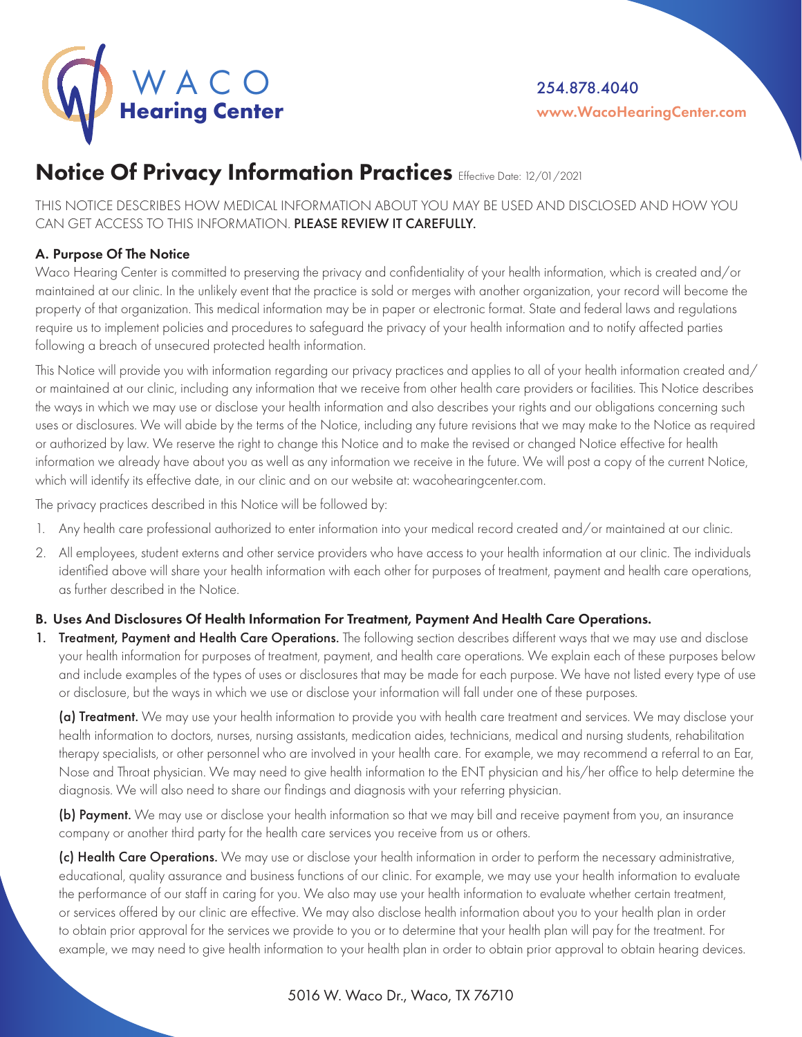# WACO Hearing Center

254.878.4040
www.WacoHearingCenter.com

## Notice Of Privacy Information Practices

Effective Date: 12/01/2021

THIS NOTICE DESCRIBES HOW MEDICAL INFORMATION ABOUT YOU MAY BE USED AND DISCLOSED AND HOW YOU CAN GET ACCESS TO THIS INFORMATION. **PLEASE REVIEW IT CAREFULLY.**

### A. Purpose Of The Notice

Waco Hearing Center is committed to preserving the privacy and confidentiality of your health information, which is created and/or maintained at our clinic. In the unlikely event that the practice is sold or merges with another organization, your record will become the property of that organization. This medical information may be in paper or electronic format. State and federal laws and regulations require us to implement policies and procedures to safeguard the privacy of your health information and to notify affected parties following a breach of unsecured protected health information.

This Notice will provide you with information regarding our privacy practices and applies to all of your health information created and/or maintained at our clinic, including any information that we receive from other health care providers or facilities. This Notice describes the ways in which we may use or disclose your health information and also describes your rights and our obligations concerning such uses or disclosures. We will abide by the terms of the Notice, including any future revisions that we may make to the Notice as required or authorized by law. We reserve the right to change this Notice and to make the revised or changed Notice effective for health information we already have about you as well as any information we receive in the future. We will post a copy of the current Notice, which will identify its effective date, in our clinic and on our website at: wacohearingcenter.com.

The privacy practices described in this Notice will be followed by:

1. Any health care professional authorized to enter information into your medical record created and/or maintained at our clinic.
2. All employees, student externs and other service providers who have access to your health information at our clinic. The individuals identified above will share your health information with each other for purposes of treatment, payment and health care operations, as further described in the Notice.

### B. Uses And Disclosures Of Health Information For Treatment, Payment And Health Care Operations.

1. **Treatment, Payment and Health Care Operations.** The following section describes different ways that we may use and disclose your health information for purposes of treatment, payment, and health care operations. We explain each of these purposes below and include examples of the types of uses or disclosures that may be made for each purpose. We have not listed every type of use or disclosure, but the ways in which we use or disclose your information will fall under one of these purposes.

   **(a) Treatment.** We may use your health information to provide you with health care treatment and services. We may disclose your health information to doctors, nurses, nursing assistants, medication aides, technicians, medical and nursing students, rehabilitation therapy specialists, or other personnel who are involved in your health care. For example, we may recommend a referral to an Ear, Nose and Throat physician. We may need to give health information to the ENT physician and his/her office to help determine the diagnosis. We will also need to share our findings and diagnosis with your referring physician.

   **(b) Payment.** We may use or disclose your health information so that we may bill and receive payment from you, an insurance company or another third party for the health care services you receive from us or others.

   **(c) Health Care Operations.** We may use or disclose your health information in order to perform the necessary administrative, educational, quality assurance and business functions of our clinic. For example, we may use your health information to evaluate the performance of our staff in caring for you. We also may use your health information to evaluate whether certain treatment, or services offered by our clinic are effective. We may also disclose health information about you to your health plan in order to obtain prior approval for the services we provide to you or to determine that your health plan will pay for the treatment. For example, we may need to give health information to your health plan in order to obtain prior approval to obtain hearing devices.

5016 W. Waco Dr., Waco, TX 76710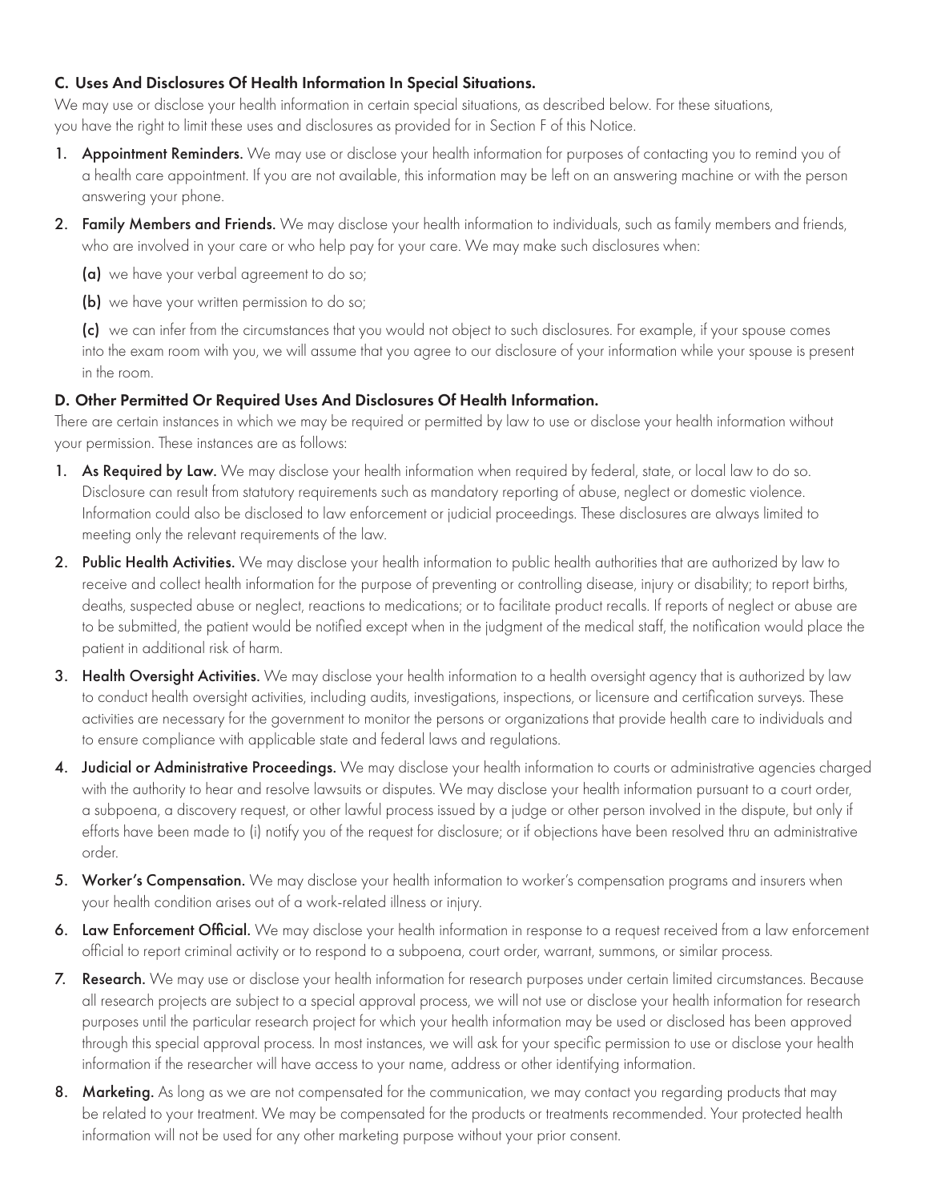### C. Uses And Disclosures Of Health Information In Special Situations.

We may use or disclose your health information in certain special situations, as described below. For these situations, you have the right to limit these uses and disclosures as provided for in Section F of this Notice.

1. **Appointment Reminders.** We may use or disclose your health information for purposes of contacting you to remind you of a health care appointment. If you are not available, this information may be left on an answering machine or with the person answering your phone.
2. **Family Members and Friends.** We may disclose your health information to individuals, such as family members and friends, who are involved in your care or who help pay for your care. We may make such disclosures when:

   **(a)** we have your verbal agreement to do so;

   **(b)** we have your written permission to do so;

   **(c)** we can infer from the circumstances that you would not object to such disclosures. For example, if your spouse comes into the exam room with you, we will assume that you agree to our disclosure of your information while your spouse is present in the room.

### D. Other Permitted Or Required Uses And Disclosures Of Health Information.

There are certain instances in which we may be required or permitted by law to use or disclose your health information without your permission. These instances are as follows:

1. **As Required by Law.** We may disclose your health information when required by federal, state, or local law to do so. Disclosure can result from statutory requirements such as mandatory reporting of abuse, neglect or domestic violence. Information could also be disclosed to law enforcement or judicial proceedings. These disclosures are always limited to meeting only the relevant requirements of the law.
2. **Public Health Activities.** We may disclose your health information to public health authorities that are authorized by law to receive and collect health information for the purpose of preventing or controlling disease, injury or disability; to report births, deaths, suspected abuse or neglect, reactions to medications; or to facilitate product recalls. If reports of neglect or abuse are to be submitted, the patient would be notified except when in the judgment of the medical staff, the notification would place the patient in additional risk of harm.
3. **Health Oversight Activities.** We may disclose your health information to a health oversight agency that is authorized by law to conduct health oversight activities, including audits, investigations, inspections, or licensure and certification surveys. These activities are necessary for the government to monitor the persons or organizations that provide health care to individuals and to ensure compliance with applicable state and federal laws and regulations.
4. **Judicial or Administrative Proceedings.** We may disclose your health information to courts or administrative agencies charged with the authority to hear and resolve lawsuits or disputes. We may disclose your health information pursuant to a court order, a subpoena, a discovery request, or other lawful process issued by a judge or other person involved in the dispute, but only if efforts have been made to (i) notify you of the request for disclosure; or if objections have been resolved thru an administrative order.
5. **Worker's Compensation.** We may disclose your health information to worker's compensation programs and insurers when your health condition arises out of a work-related illness or injury.
6. **Law Enforcement Official.** We may disclose your health information in response to a request received from a law enforcement official to report criminal activity or to respond to a subpoena, court order, warrant, summons, or similar process.
7. **Research.** We may use or disclose your health information for research purposes under certain limited circumstances. Because all research projects are subject to a special approval process, we will not use or disclose your health information for research purposes until the particular research project for which your health information may be used or disclosed has been approved through this special approval process. In most instances, we will ask for your specific permission to use or disclose your health information if the researcher will have access to your name, address or other identifying information.
8. **Marketing.** As long as we are not compensated for the communication, we may contact you regarding products that may be related to your treatment. We may be compensated for the products or treatments recommended. Your protected health information will not be used for any other marketing purpose without your prior consent.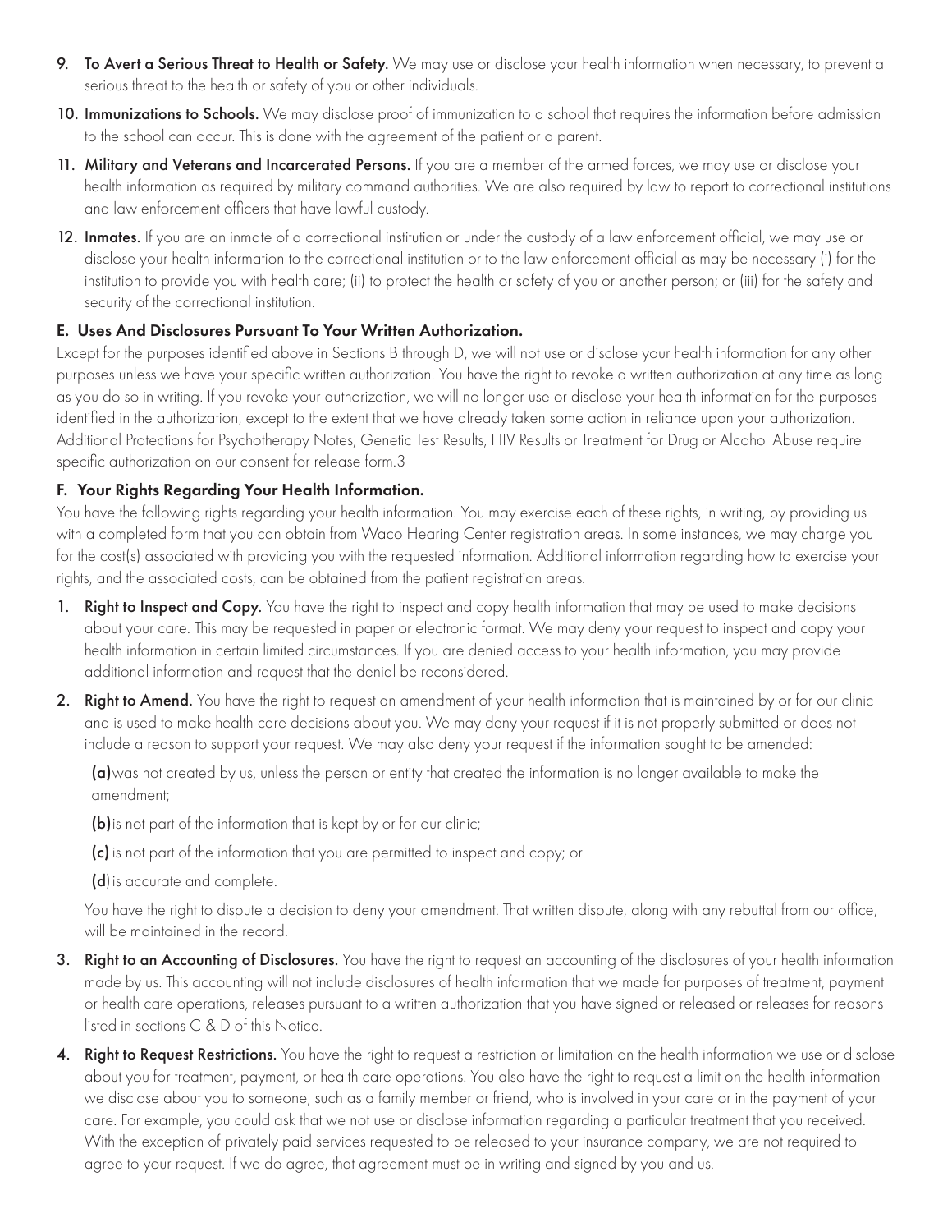9. **To Avert a Serious Threat to Health or Safety.** We may use or disclose your health information when necessary, to prevent a serious threat to the health or safety of you or other individuals.

10. **Immunizations to Schools.** We may disclose proof of immunization to a school that requires the information before admission to the school can occur. This is done with the agreement of the patient or a parent.

11. **Military and Veterans and Incarcerated Persons.** If you are a member of the armed forces, we may use or disclose your health information as required by military command authorities. We are also required by law to report to correctional institutions and law enforcement officers that have lawful custody.

12. **Inmates.** If you are an inmate of a correctional institution or under the custody of a law enforcement official, we may use or disclose your health information to the correctional institution or to the law enforcement official as may be necessary (i) for the institution to provide you with health care; (ii) to protect the health or safety of you or another person; or (iii) for the safety and security of the correctional institution.

### E. Uses And Disclosures Pursuant To Your Written Authorization.

Except for the purposes identified above in Sections B through D, we will not use or disclose your health information for any other purposes unless we have your specific written authorization. You have the right to revoke a written authorization at any time as long as you do so in writing. If you revoke your authorization, we will no longer use or disclose your health information for the purposes identified in the authorization, except to the extent that we have already taken some action in reliance upon your authorization. Additional Protections for Psychotherapy Notes, Genetic Test Results, HIV Results or Treatment for Drug or Alcohol Abuse require specific authorization on our consent for release form.3

### F. Your Rights Regarding Your Health Information.

You have the following rights regarding your health information. You may exercise each of these rights, in writing, by providing us with a completed form that you can obtain from Waco Hearing Center registration areas. In some instances, we may charge you for the cost(s) associated with providing you with the requested information. Additional information regarding how to exercise your rights, and the associated costs, can be obtained from the patient registration areas.

1. **Right to Inspect and Copy.** You have the right to inspect and copy health information that may be used to make decisions about your care. This may be requested in paper or electronic format. We may deny your request to inspect and copy your health information in certain limited circumstances. If you are denied access to your health information, you may provide additional information and request that the denial be reconsidered.

2. **Right to Amend.** You have the right to request an amendment of your health information that is maintained by or for our clinic and is used to make health care decisions about you. We may deny your request if it is not properly submitted or does not include a reason to support your request. We may also deny your request if the information sought to be amended:

   **(a)** was not created by us, unless the person or entity that created the information is no longer available to make the amendment;

   **(b)** is not part of the information that is kept by or for our clinic;

   **(c)** is not part of the information that you are permitted to inspect and copy; or

   **(d)** is accurate and complete.

   You have the right to dispute a decision to deny your amendment. That written dispute, along with any rebuttal from our office, will be maintained in the record.

3. **Right to an Accounting of Disclosures.** You have the right to request an accounting of the disclosures of your health information made by us. This accounting will not include disclosures of health information that we made for purposes of treatment, payment or health care operations, releases pursuant to a written authorization that you have signed or released or releases for reasons listed in sections C & D of this Notice.

4. **Right to Request Restrictions.** You have the right to request a restriction or limitation on the health information we use or disclose about you for treatment, payment, or health care operations. You also have the right to request a limit on the health information we disclose about you to someone, such as a family member or friend, who is involved in your care or in the payment of your care. For example, you could ask that we not use or disclose information regarding a particular treatment that you received. With the exception of privately paid services requested to be released to your insurance company, we are not required to agree to your request. If we do agree, that agreement must be in writing and signed by you and us.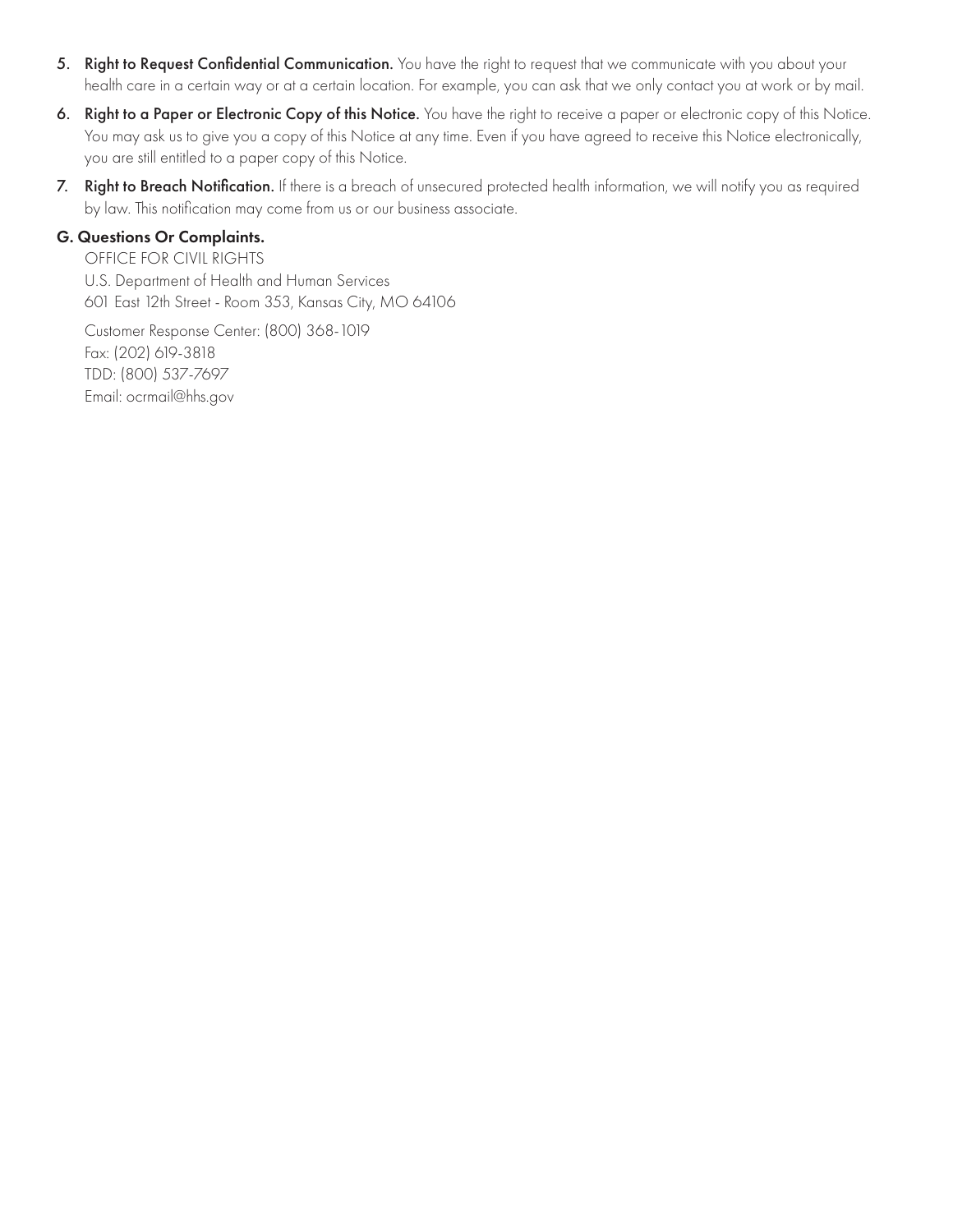5. **Right to Request Confidential Communication.** You have the right to request that we communicate with you about your health care in a certain way or at a certain location. For example, you can ask that we only contact you at work or by mail.
6. **Right to a Paper or Electronic Copy of this Notice.** You have the right to receive a paper or electronic copy of this Notice. You may ask us to give you a copy of this Notice at any time. Even if you have agreed to receive this Notice electronically, you are still entitled to a paper copy of this Notice.
7. **Right to Breach Notification.** If there is a breach of unsecured protected health information, we will notify you as required by law. This notification may come from us or our business associate.

**G. Questions Or Complaints.**

OFFICE FOR CIVIL RIGHTS
U.S. Department of Health and Human Services
601 East 12th Street - Room 353, Kansas City, MO 64106

Customer Response Center: (800) 368-1019
Fax: (202) 619-3818
TDD: (800) 537-7697
Email: ocrmail@hhs.gov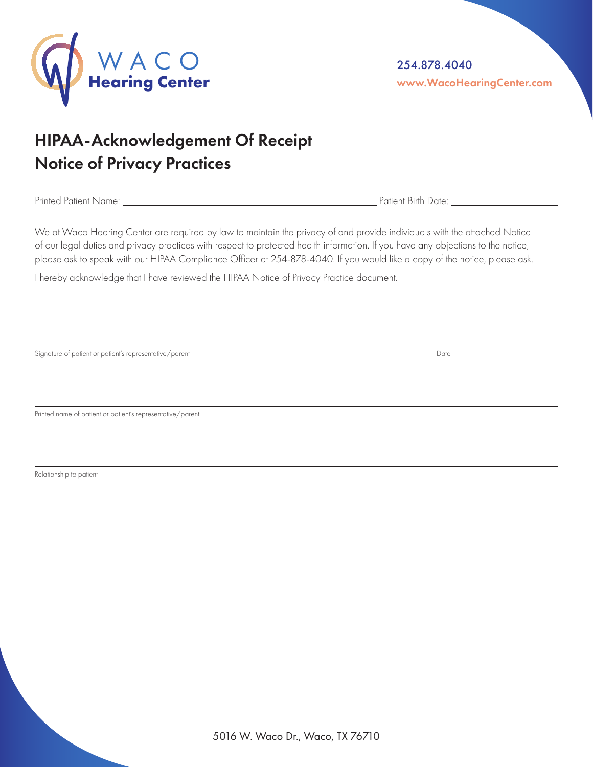WACO **Hearing Center**

254.878.4040
www.WacoHearingCenter.com

# HIPAA-Acknowledgement Of Receipt
# Notice of Privacy Practices

Printed Patient Name: ______________________________ Patient Birth Date: ______________

We at Waco Hearing Center are required by law to maintain the privacy of and provide individuals with the attached Notice of our legal duties and privacy practices with respect to protected health information. If you have any objections to the notice, please ask to speak with our HIPAA Compliance Officer at 254-878-4040. If you would like a copy of the notice, please ask.

I hereby acknowledge that I have reviewed the HIPAA Notice of Privacy Practice document.

______________________________ ______________

Signature of patient or patient's representative/parent — Date

______________________________

Printed name of patient or patient's representative/parent

______________________________

Relationship to patient

5016 W. Waco Dr., Waco, TX 76710